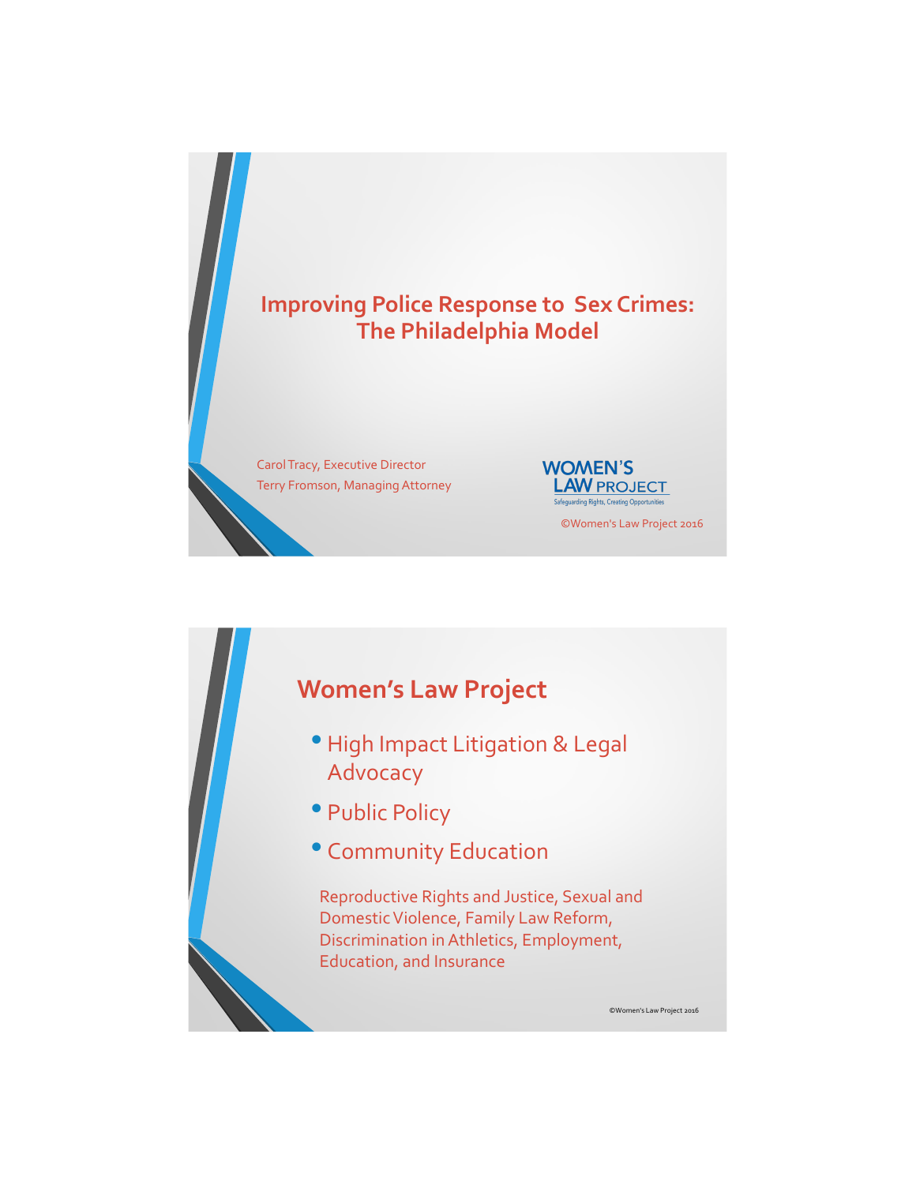# Improving Police Response to Sex Crimes: The Philadelphia Model

Carol Tracy, Executive Director

Terry Fromson, Managing Attorney

WOMEN'S LAW PROJECT

Safeguarding Rights, Creating Opportunities

©Women's Law Project 2016

## Women's Law Project

- High Impact Litigation & Legal Advocacy
- Public Policy
- Community Education

Reproductive Rights and Justice, Sexual and Domestic Violence, Family Law Reform, Discrimination in Athletics, Employment, Education, and Insurance

©Women's Law Project 2016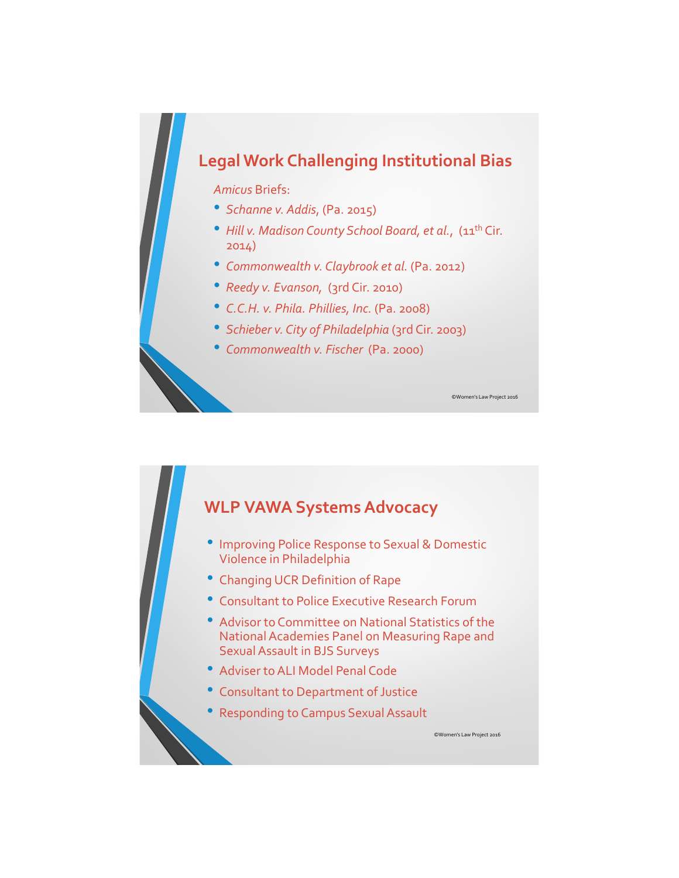## Legal Work Challenging Institutional Bias

*Amicus* Briefs:

- *Schanne v. Addis*, (Pa. 2015)
- *Hill v. Madison County School Board, et al.*, (11th Cir. 2014)
- *Commonwealth v. Claybrook et al.* (Pa. 2012)
- *Reedy v. Evanson*, (3rd Cir. 2010)
- *C.C.H. v. Phila. Phillies, Inc.* (Pa. 2008)
- *Schieber v. City of Philadelphia* (3rd Cir. 2003)
- *Commonwealth v. Fischer* (Pa. 2000)

©Women's Law Project 2016

## WLP VAWA Systems Advocacy

- Improving Police Response to Sexual & Domestic Violence in Philadelphia
- Changing UCR Definition of Rape
- Consultant to Police Executive Research Forum
- Advisor to Committee on National Statistics of the National Academies Panel on Measuring Rape and Sexual Assault in BJS Surveys
- Adviser to ALI Model Penal Code
- Consultant to Department of Justice
- Responding to Campus Sexual Assault

©Women's Law Project 2016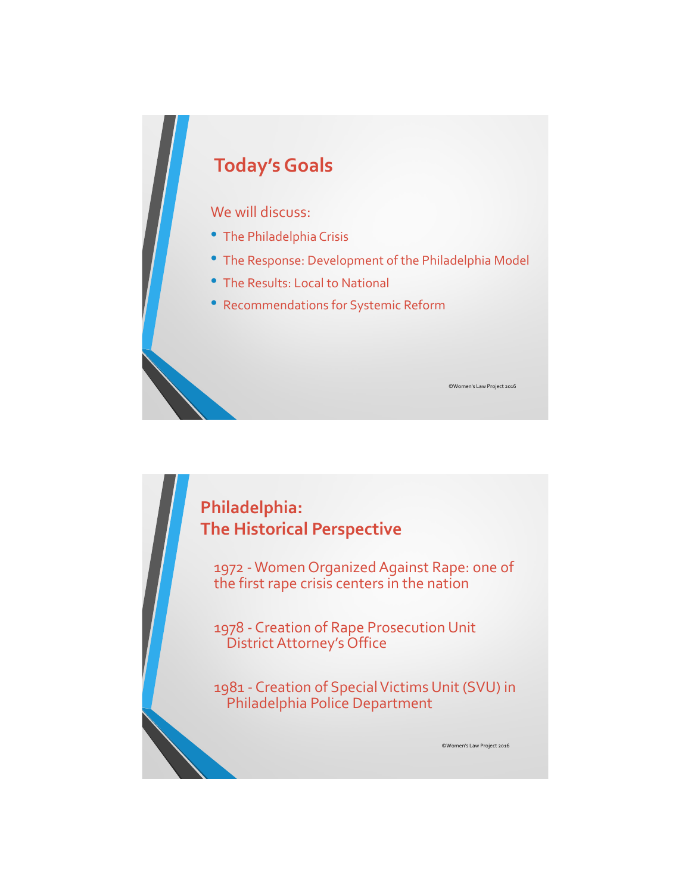## Today's Goals

We will discuss:

- The Philadelphia Crisis
- The Response: Development of the Philadelphia Model
- The Results: Local to National
- Recommendations for Systemic Reform

©Women's Law Project 2016

## Philadelphia: The Historical Perspective

1972 - Women Organized Against Rape: one of the first rape crisis centers in the nation

1978 - Creation of Rape Prosecution Unit District Attorney's Office

1981 - Creation of Special Victims Unit (SVU) in Philadelphia Police Department

©Women's Law Project 2016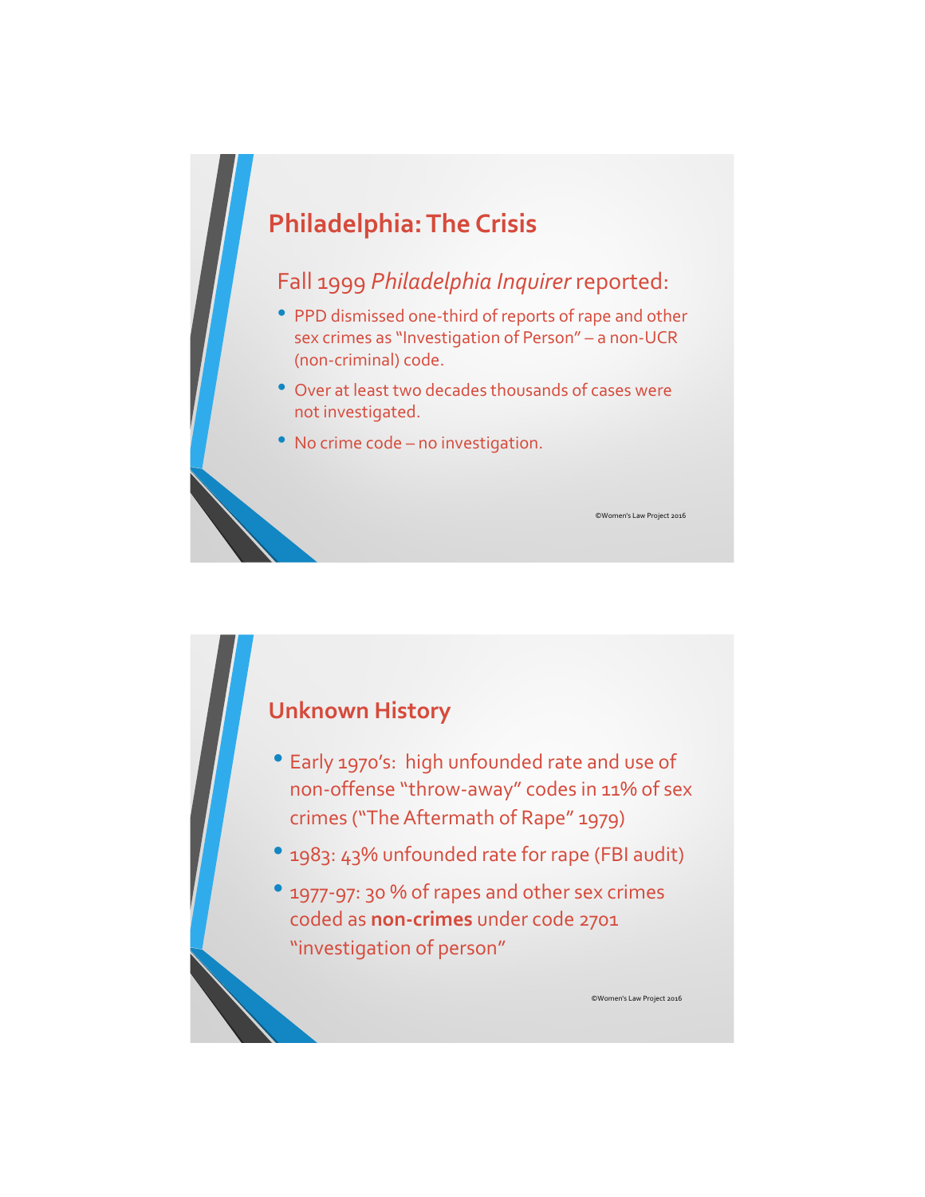## Philadelphia: The Crisis

Fall 1999 *Philadelphia Inquirer* reported:

- PPD dismissed one-third of reports of rape and other sex crimes as "Investigation of Person" – a non-UCR (non-criminal) code.
- Over at least two decades thousands of cases were not investigated.
- No crime code – no investigation.

©Women's Law Project 2016

## Unknown History

- Early 1970's: high unfounded rate and use of non-offense "throw-away" codes in 11% of sex crimes ("The Aftermath of Rape" 1979)
- 1983: 43% unfounded rate for rape (FBI audit)
- 1977-97: 30 % of rapes and other sex crimes coded as **non-crimes** under code 2701 "investigation of person"

©Women's Law Project 2016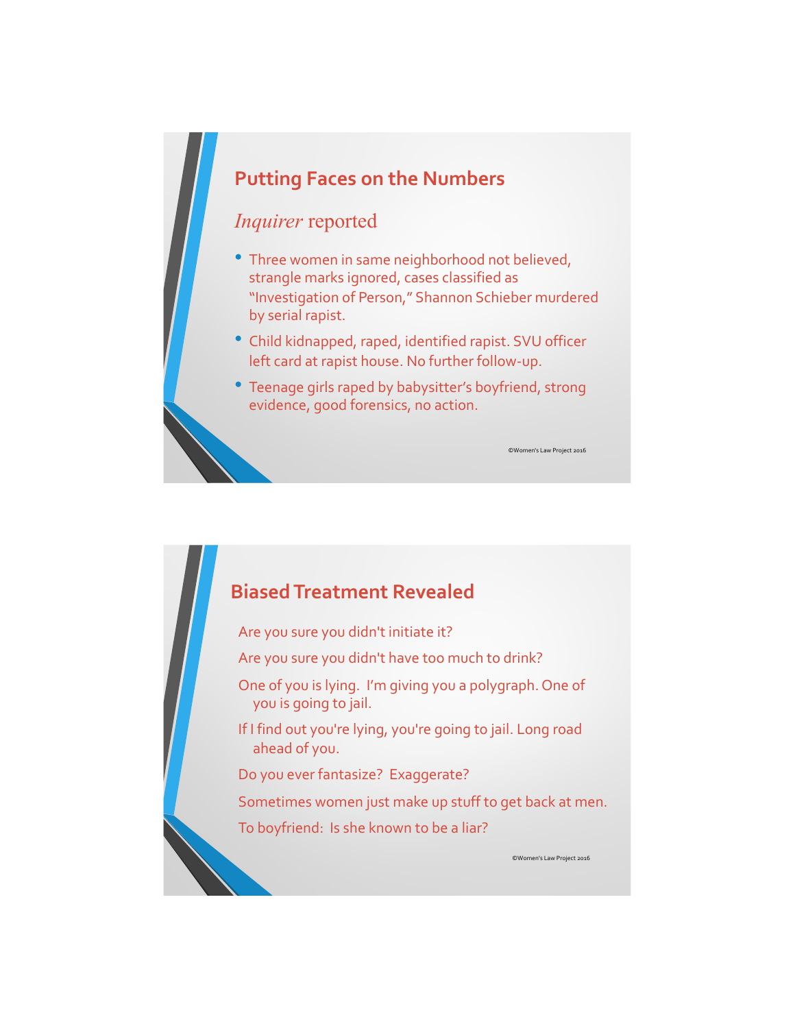## Putting Faces on the Numbers

*Inquirer* reported

- Three women in same neighborhood not believed, strangle marks ignored, cases classified as "Investigation of Person," Shannon Schieber murdered by serial rapist.
- Child kidnapped, raped, identified rapist. SVU officer left card at rapist house. No further follow-up.
- Teenage girls raped by babysitter's boyfriend, strong evidence, good forensics, no action.

©Women's Law Project 2016

## Biased Treatment Revealed

Are you sure you didn't initiate it?

Are you sure you didn't have too much to drink?

One of you is lying. I'm giving you a polygraph. One of you is going to jail.

If I find out you're lying, you're going to jail. Long road ahead of you.

Do you ever fantasize? Exaggerate?

Sometimes women just make up stuff to get back at men.

To boyfriend: Is she known to be a liar?

©Women's Law Project 2016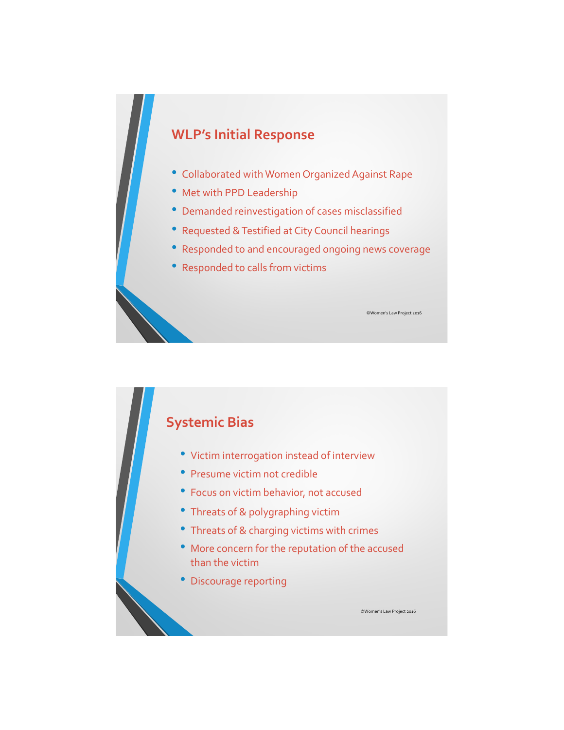## WLP's Initial Response

- Collaborated with Women Organized Against Rape
- Met with PPD Leadership
- Demanded reinvestigation of cases misclassified
- Requested & Testified at City Council hearings
- Responded to and encouraged ongoing news coverage
- Responded to calls from victims

©Women's Law Project 2016

## Systemic Bias

- Victim interrogation instead of interview
- Presume victim not credible
- Focus on victim behavior, not accused
- Threats of & polygraphing victim
- Threats of & charging victims with crimes
- More concern for the reputation of the accused than the victim
- Discourage reporting

©Women's Law Project 2016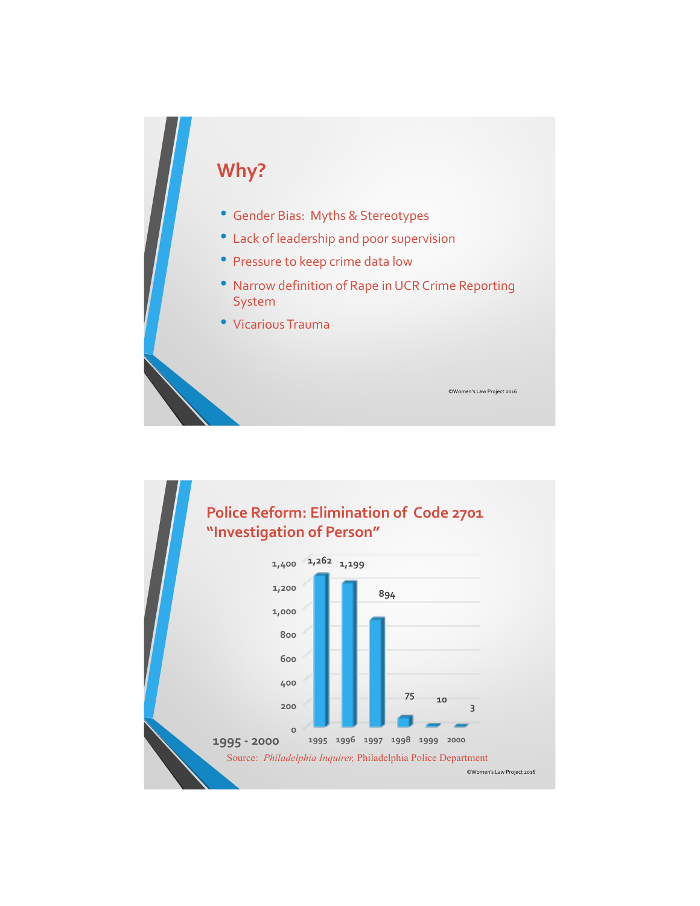## Why?

- Gender Bias: Myths & Stereotypes
- Lack of leadership and poor supervision
- Pressure to keep crime data low
- Narrow definition of Rape in UCR Crime Reporting System
- Vicarious Trauma

©Women's Law Project 2016

## Police Reform: Elimination of Code 2701 "Investigation of Person"

| Year | Count |
|---|---|
| 1995 | 1,262 |
| 1996 | 1,199 |
| 1997 | 894 |
| 1998 | 75 |
| 1999 | 10 |
| 2000 | 3 |

1995 - 2000

Source: *Philadelphia Inquirer,* Philadelphia Police Department

©Women's Law Project 2016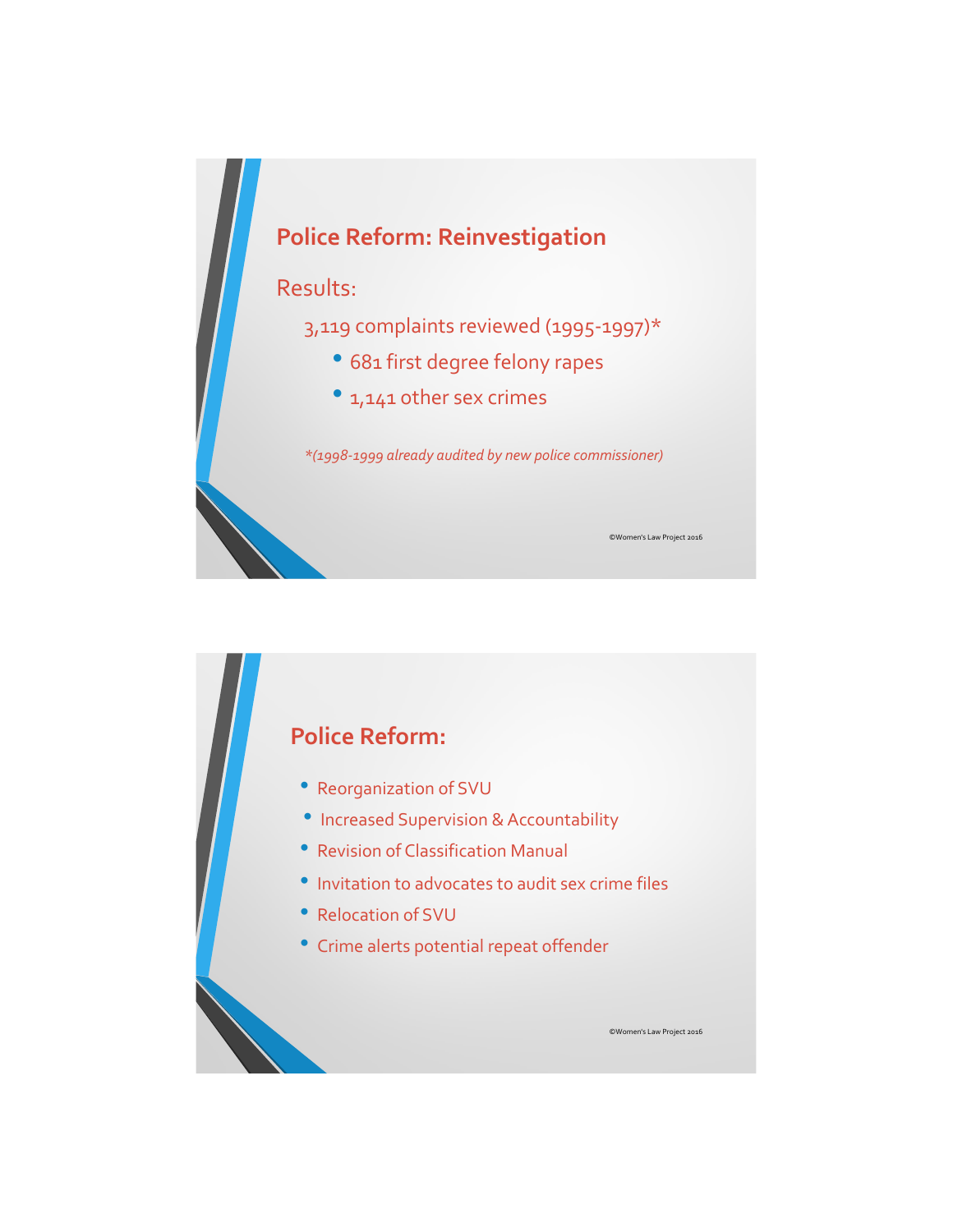## Police Reform: Reinvestigation

Results:

3,119 complaints reviewed (1995-1997)*

- 681 first degree felony rapes
- 1,141 other sex crimes

*\*(1998-1999 already audited by new police commissioner)*

©Women's Law Project 2016

## Police Reform:

- Reorganization of SVU
- Increased Supervision & Accountability
- Revision of Classification Manual
- Invitation to advocates to audit sex crime files
- Relocation of SVU
- Crime alerts potential repeat offender

©Women's Law Project 2016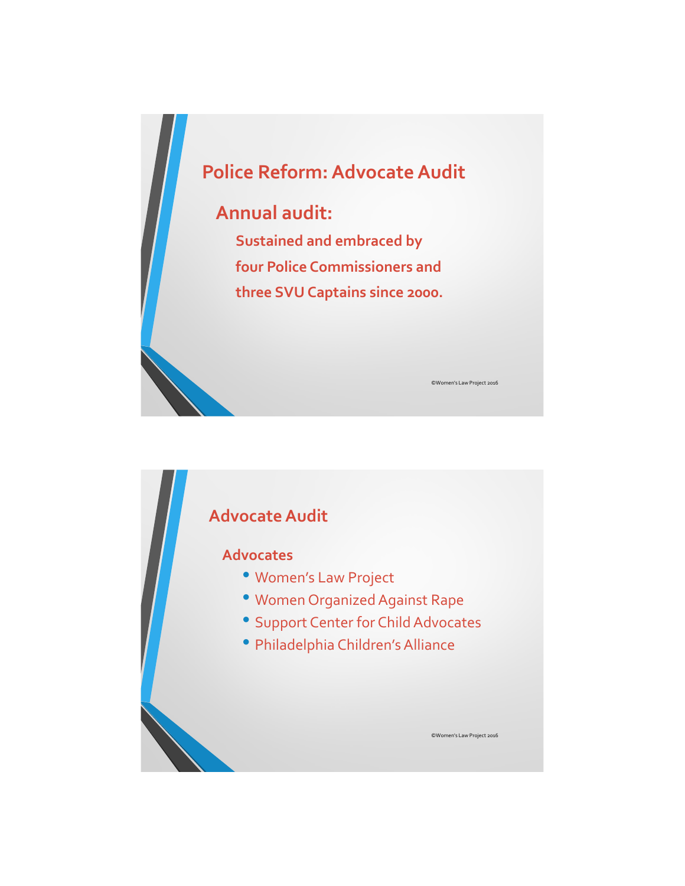## Police Reform: Advocate Audit

### Annual audit:

**Sustained and embraced by four Police Commissioners and three SVU Captains since 2000.**

©Women's Law Project 2016

## Advocate Audit

### Advocates

- Women's Law Project
- Women Organized Against Rape
- Support Center for Child Advocates
- Philadelphia Children's Alliance

©Women's Law Project 2016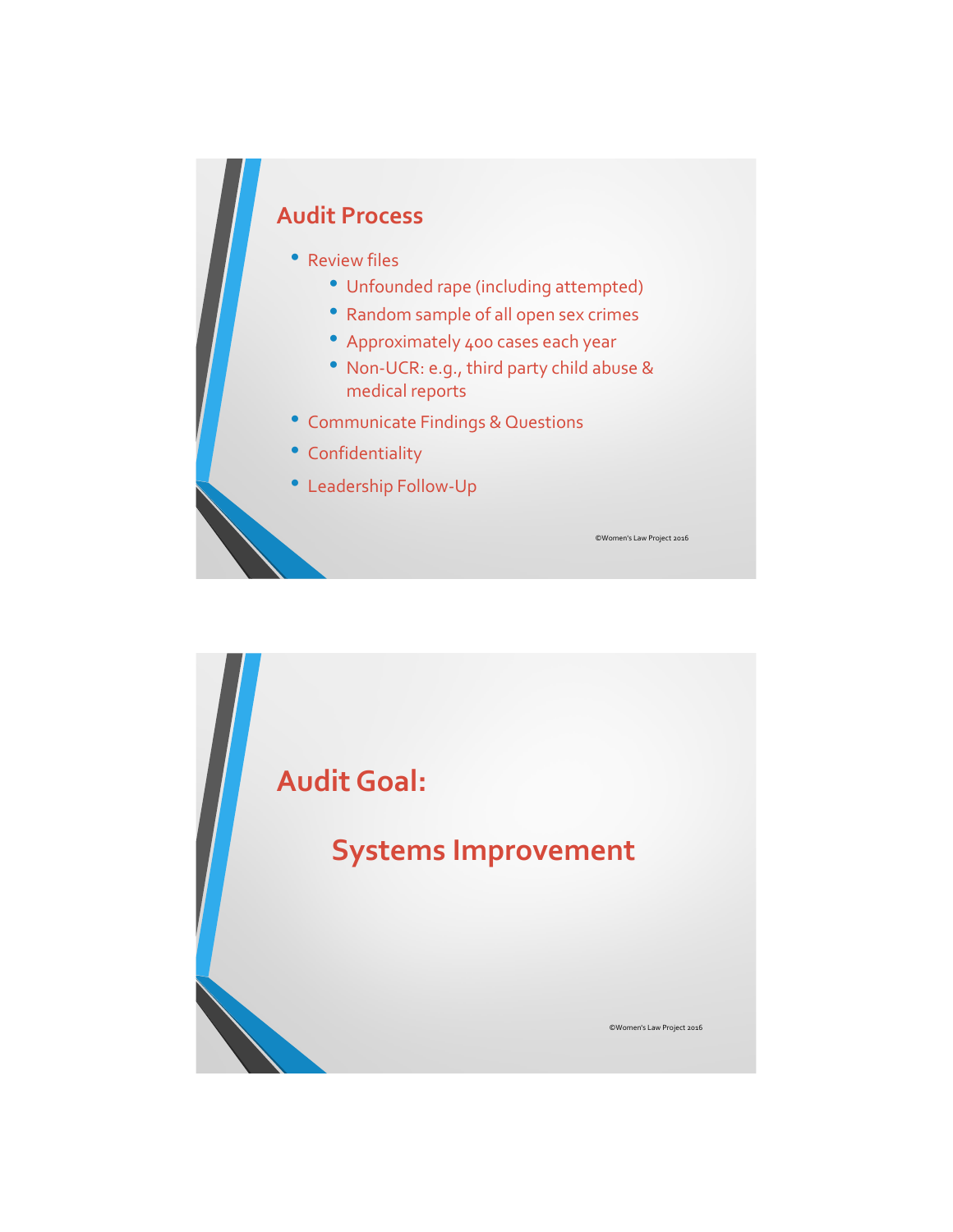## Audit Process

- Review files
  - Unfounded rape (including attempted)
  - Random sample of all open sex crimes
  - Approximately 400 cases each year
  - Non-UCR: e.g., third party child abuse & medical reports
- Communicate Findings & Questions
- Confidentiality
- Leadership Follow-Up

©Women's Law Project 2016

## Audit Goal:

### Systems Improvement

©Women's Law Project 2016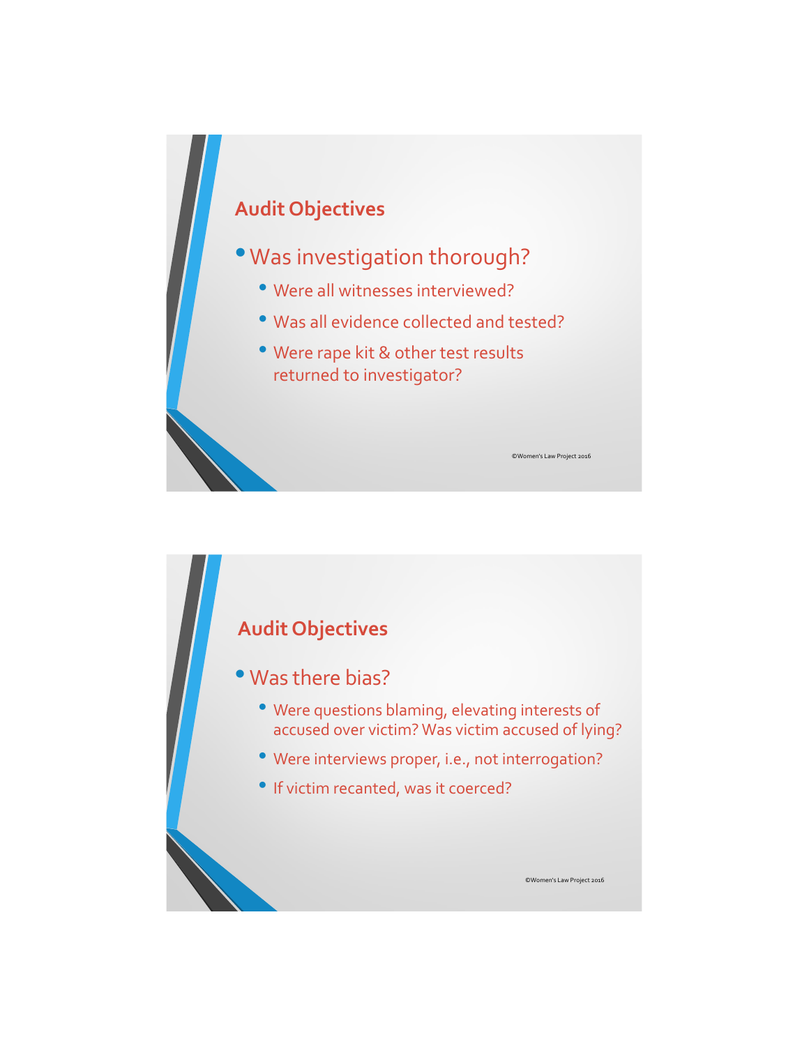## Audit Objectives

- Was investigation thorough?
  - Were all witnesses interviewed?
  - Was all evidence collected and tested?
  - Were rape kit & other test results returned to investigator?

©Women's Law Project 2016

## Audit Objectives

- Was there bias?
  - Were questions blaming, elevating interests of accused over victim? Was victim accused of lying?
  - Were interviews proper, i.e., not interrogation?
  - If victim recanted, was it coerced?

©Women's Law Project 2016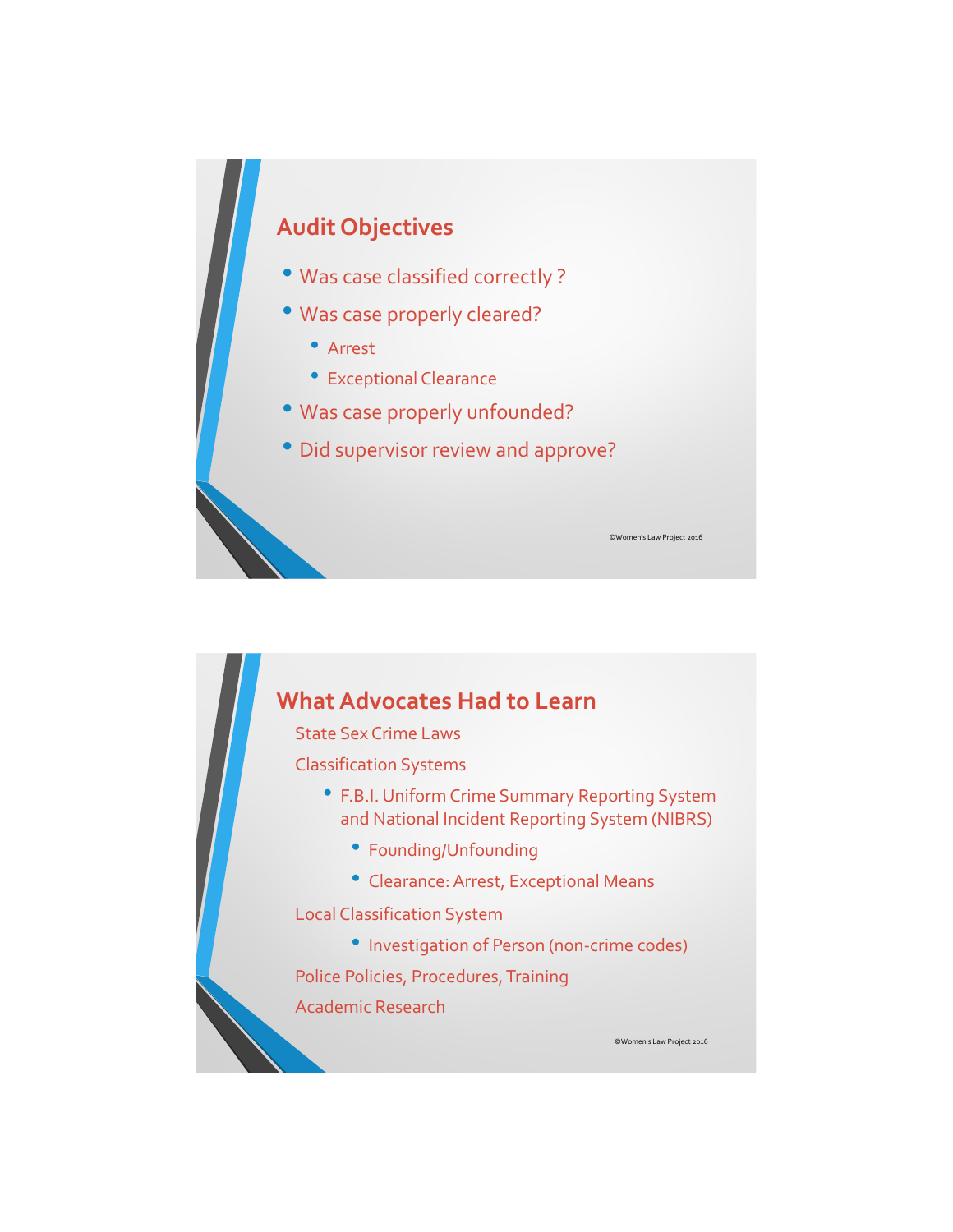## Audit Objectives

- Was case classified correctly ?
- Was case properly cleared?
  - Arrest
  - Exceptional Clearance
- Was case properly unfounded?
- Did supervisor review and approve?

©Women's Law Project 2016

## What Advocates Had to Learn

State Sex Crime Laws

Classification Systems

- F.B.I. Uniform Crime Summary Reporting System and National Incident Reporting System (NIBRS)
  - Founding/Unfounding
  - Clearance: Arrest, Exceptional Means

Local Classification System

- Investigation of Person (non-crime codes)

Police Policies, Procedures, Training

Academic Research

©Women's Law Project 2016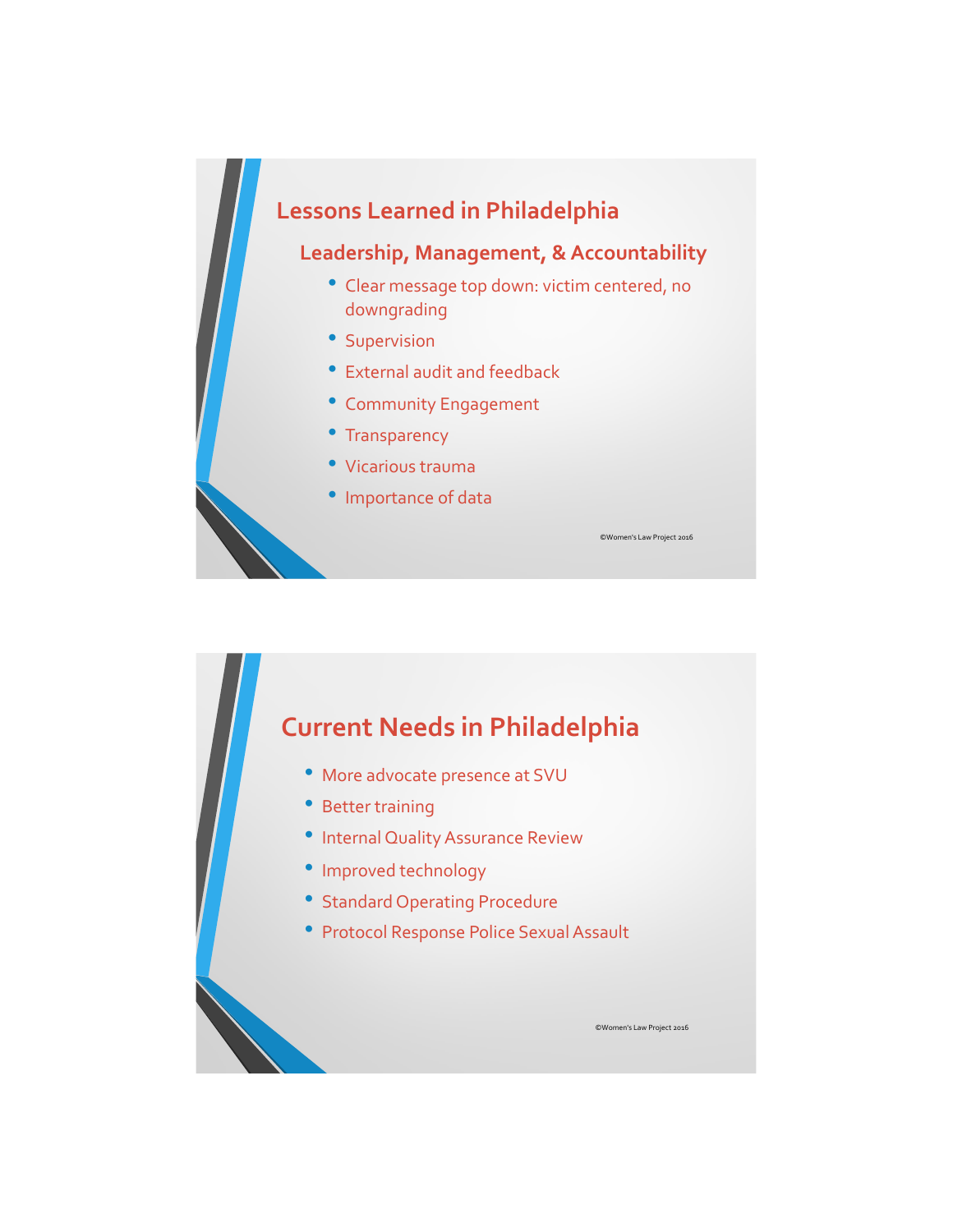## Lessons Learned in Philadelphia

### Leadership, Management, & Accountability

- Clear message top down: victim centered, no downgrading
- Supervision
- External audit and feedback
- Community Engagement
- Transparency
- Vicarious trauma
- Importance of data

©Women's Law Project 2016

## Current Needs in Philadelphia

- More advocate presence at SVU
- Better training
- Internal Quality Assurance Review
- Improved technology
- Standard Operating Procedure
- Protocol Response Police Sexual Assault

©Women's Law Project 2016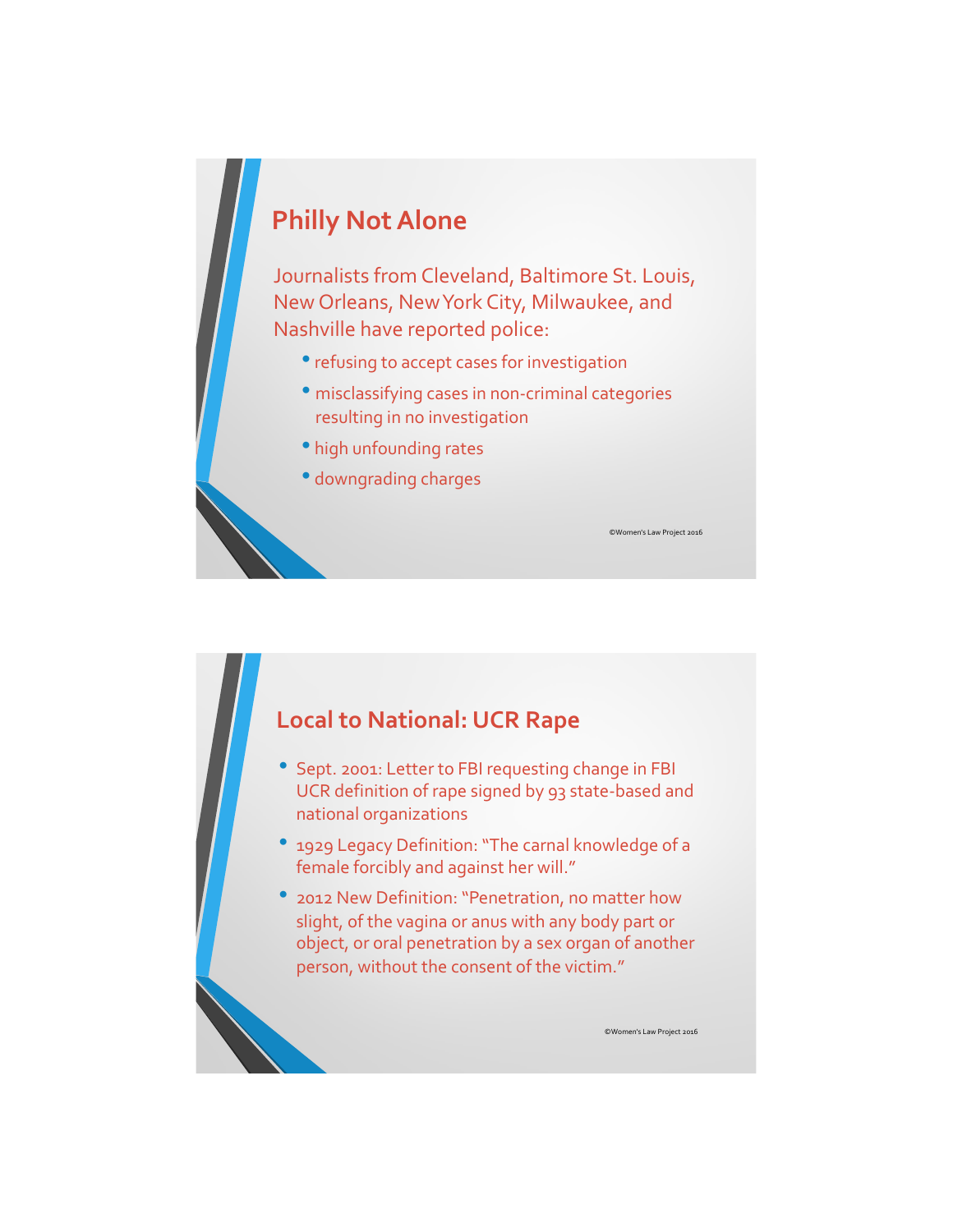## Philly Not Alone

Journalists from Cleveland, Baltimore St. Louis, New Orleans, New York City, Milwaukee, and Nashville have reported police:

- refusing to accept cases for investigation
- misclassifying cases in non-criminal categories resulting in no investigation
- high unfounding rates
- downgrading charges

©Women's Law Project 2016

## Local to National: UCR Rape

- Sept. 2001: Letter to FBI requesting change in FBI UCR definition of rape signed by 93 state-based and national organizations
- 1929 Legacy Definition: "The carnal knowledge of a female forcibly and against her will."
- 2012 New Definition: "Penetration, no matter how slight, of the vagina or anus with any body part or object, or oral penetration by a sex organ of another person, without the consent of the victim."

©Women's Law Project 2016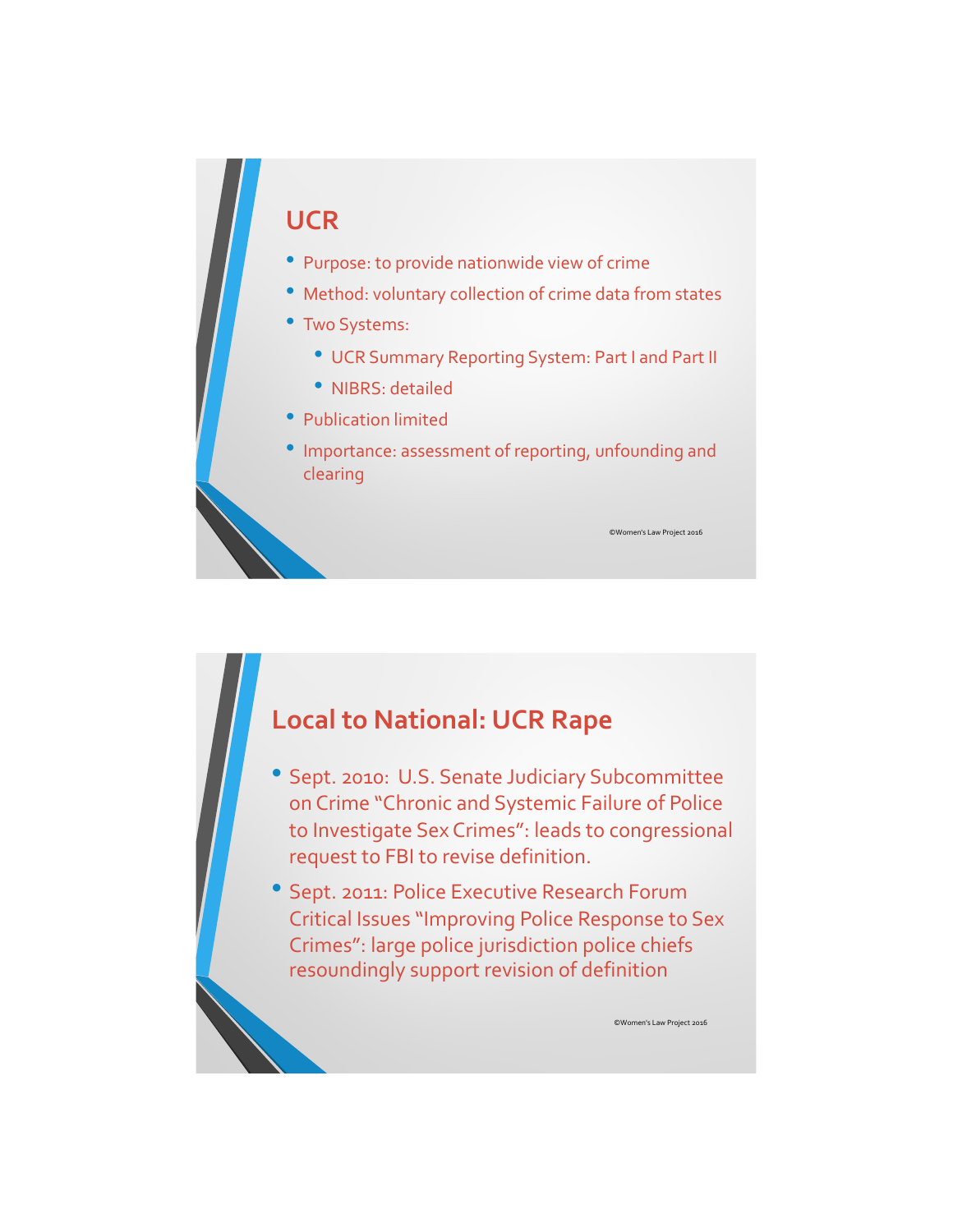## UCR

- Purpose: to provide nationwide view of crime
- Method: voluntary collection of crime data from states
- Two Systems:
  - UCR Summary Reporting System: Part I and Part II
  - NIBRS: detailed
- Publication limited
- Importance: assessment of reporting, unfounding and clearing

©Women's Law Project 2016

## Local to National: UCR Rape

- Sept. 2010: U.S. Senate Judiciary Subcommittee on Crime "Chronic and Systemic Failure of Police to Investigate Sex Crimes": leads to congressional request to FBI to revise definition.
- Sept. 2011: Police Executive Research Forum Critical Issues "Improving Police Response to Sex Crimes": large police jurisdiction police chiefs resoundingly support revision of definition

©Women's Law Project 2016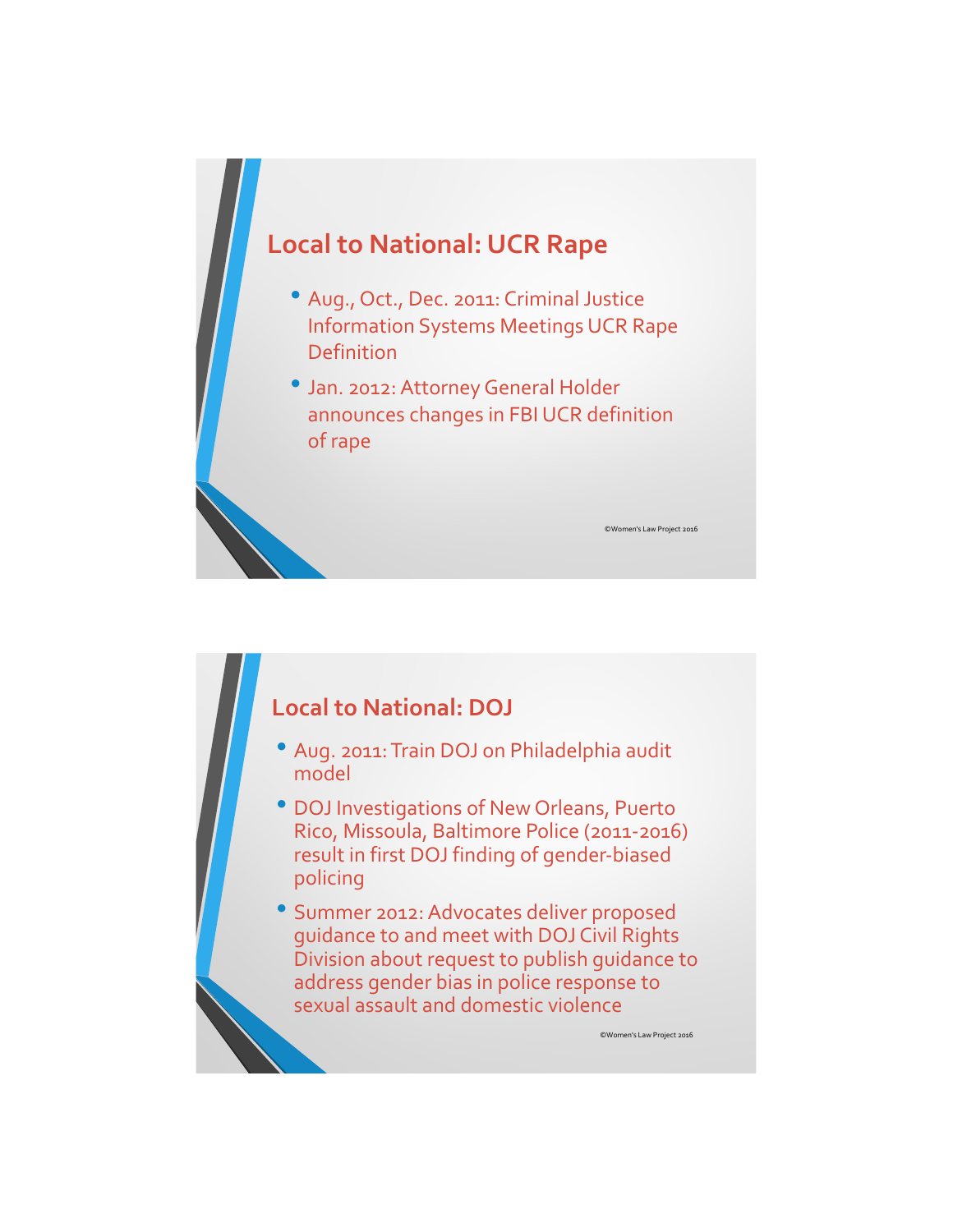## Local to National: UCR Rape

- Aug., Oct., Dec. 2011: Criminal Justice Information Systems Meetings UCR Rape Definition
- Jan. 2012: Attorney General Holder announces changes in FBI UCR definition of rape

©Women's Law Project 2016

## Local to National: DOJ

- Aug. 2011: Train DOJ on Philadelphia audit model
- DOJ Investigations of New Orleans, Puerto Rico, Missoula, Baltimore Police (2011-2016) result in first DOJ finding of gender-biased policing
- Summer 2012: Advocates deliver proposed guidance to and meet with DOJ Civil Rights Division about request to publish guidance to address gender bias in police response to sexual assault and domestic violence

©Women's Law Project 2016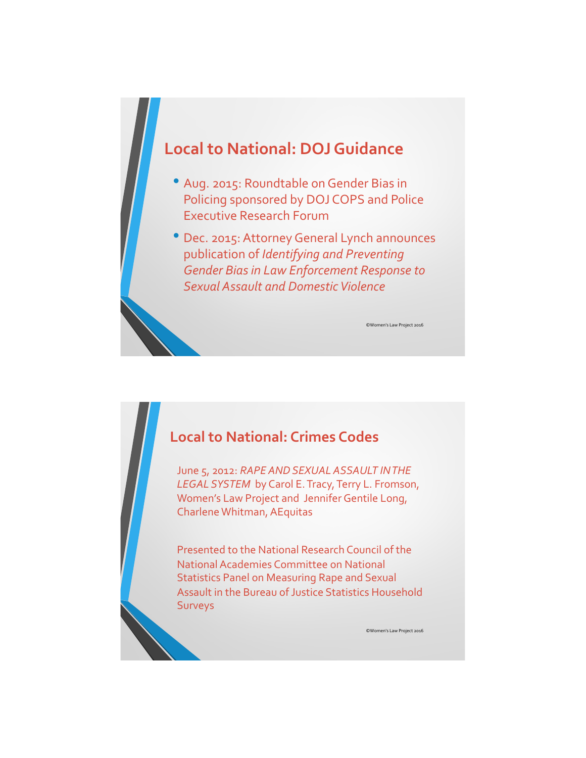## Local to National: DOJ Guidance

- Aug. 2015: Roundtable on Gender Bias in Policing sponsored by DOJ COPS and Police Executive Research Forum
- Dec. 2015: Attorney General Lynch announces publication of *Identifying and Preventing Gender Bias in Law Enforcement Response to Sexual Assault and Domestic Violence*

©Women's Law Project 2016

## Local to National: Crimes Codes

June 5, 2012: *RAPE AND SEXUAL ASSAULT IN THE LEGAL SYSTEM* by Carol E. Tracy, Terry L. Fromson, Women's Law Project and Jennifer Gentile Long, Charlene Whitman, AEquitas

Presented to the National Research Council of the National Academies Committee on National Statistics Panel on Measuring Rape and Sexual Assault in the Bureau of Justice Statistics Household Surveys

©Women's Law Project 2016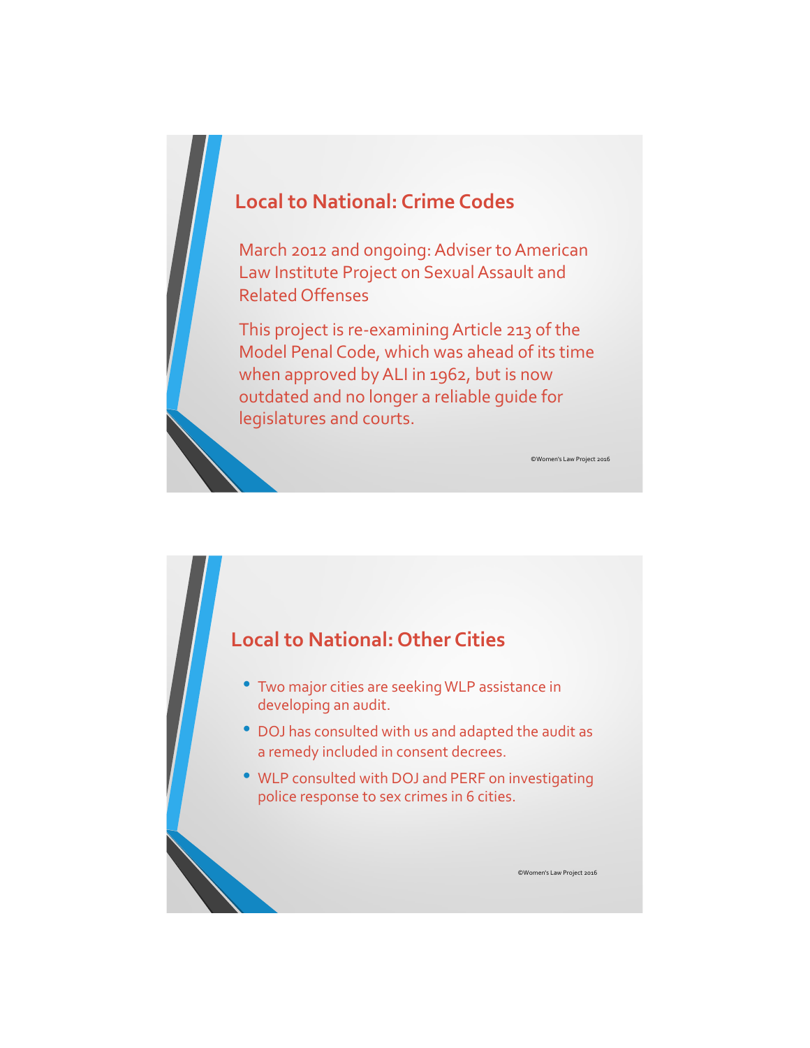## Local to National: Crime Codes

March 2012 and ongoing: Adviser to American Law Institute Project on Sexual Assault and Related Offenses

This project is re-examining Article 213 of the Model Penal Code, which was ahead of its time when approved by ALI in 1962, but is now outdated and no longer a reliable guide for legislatures and courts.

©Women's Law Project 2016

## Local to National: Other Cities

- Two major cities are seeking WLP assistance in developing an audit.
- DOJ has consulted with us and adapted the audit as a remedy included in consent decrees.
- WLP consulted with DOJ and PERF on investigating police response to sex crimes in 6 cities.

©Women's Law Project 2016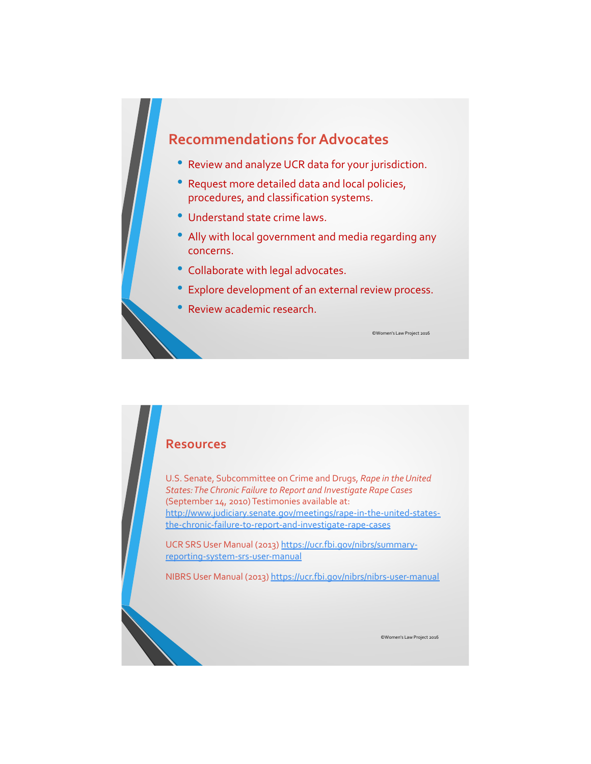## Recommendations for Advocates

- Review and analyze UCR data for your jurisdiction.
- Request more detailed data and local policies, procedures, and classification systems.
- Understand state crime laws.
- Ally with local government and media regarding any concerns.
- Collaborate with legal advocates.
- Explore development of an external review process.
- Review academic research.

©Women's Law Project 2016

## Resources

U.S. Senate, Subcommittee on Crime and Drugs, *Rape in the United States: The Chronic Failure to Report and Investigate Rape Cases* (September 14, 2010) Testimonies available at: http://www.judiciary.senate.gov/meetings/rape-in-the-united-states-the-chronic-failure-to-report-and-investigate-rape-cases

UCR SRS User Manual (2013) https://ucr.fbi.gov/nibrs/summary-reporting-system-srs-user-manual

NIBRS User Manual (2013) https://ucr.fbi.gov/nibrs/nibrs-user-manual

©Women's Law Project 2016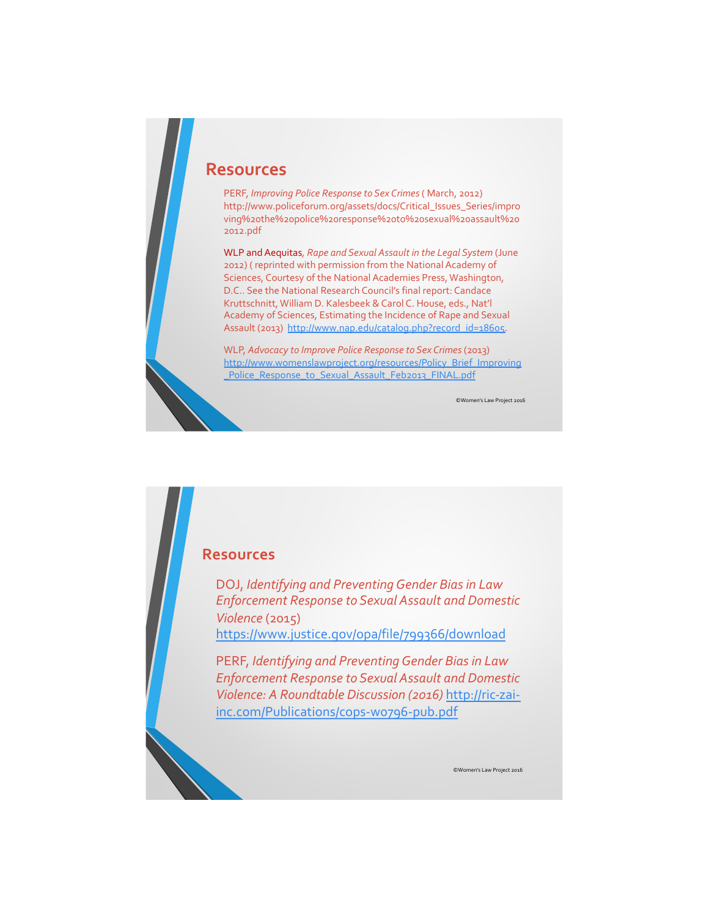## Resources

PERF, *Improving Police Response to Sex Crimes* ( March, 2012) http://www.policeforum.org/assets/docs/Critical_Issues_Series/improving%20the%20police%20response%20to%20sexual%20assault%202012.pdf

WLP and Aequitas, *Rape and Sexual Assault in the Legal System* (June 2012) ( reprinted with permission from the National Academy of Sciences, Courtesy of the National Academies Press, Washington, D.C.. See the National Research Council's final report: Candace Kruttschnitt, William D. Kalesbeek & Carol C. House, eds., Nat'l Academy of Sciences, Estimating the Incidence of Rape and Sexual Assault (2013) http://www.nap.edu/catalog.php?record_id=18605.

WLP, *Advocacy to Improve Police Response to Sex Crimes* (2013) http://www.womenslawproject.org/resources/Policy_Brief_Improving_Police_Response_to_Sexual_Assault_Feb2013_FINAL.pdf

©Women's Law Project 2016

## Resources

DOJ, *Identifying and Preventing Gender Bias in Law Enforcement Response to Sexual Assault and Domestic Violence* (2015) https://www.justice.gov/opa/file/799366/download

PERF, *Identifying and Preventing Gender Bias in Law Enforcement Response to Sexual Assault and Domestic Violence: A Roundtable Discussion (2016)* http://ric-zai-inc.com/Publications/cops-w0796-pub.pdf

©Women's Law Project 2016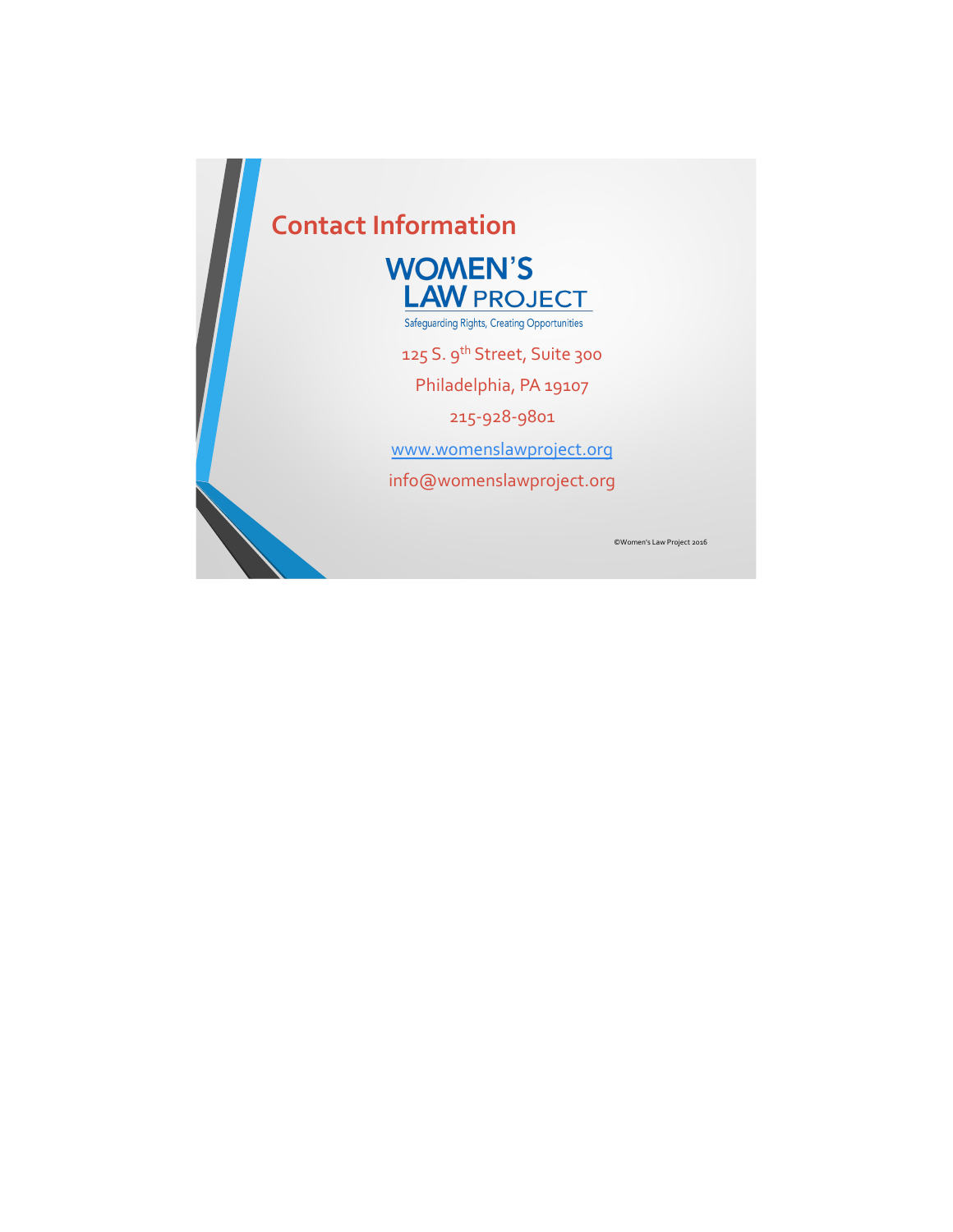## Contact Information

WOMEN'S LAW PROJECT

Safeguarding Rights, Creating Opportunities

125 S. 9th Street, Suite 300

Philadelphia, PA 19107

215-928-9801

www.womenslawproject.org

info@womenslawproject.org

©Women's Law Project 2016